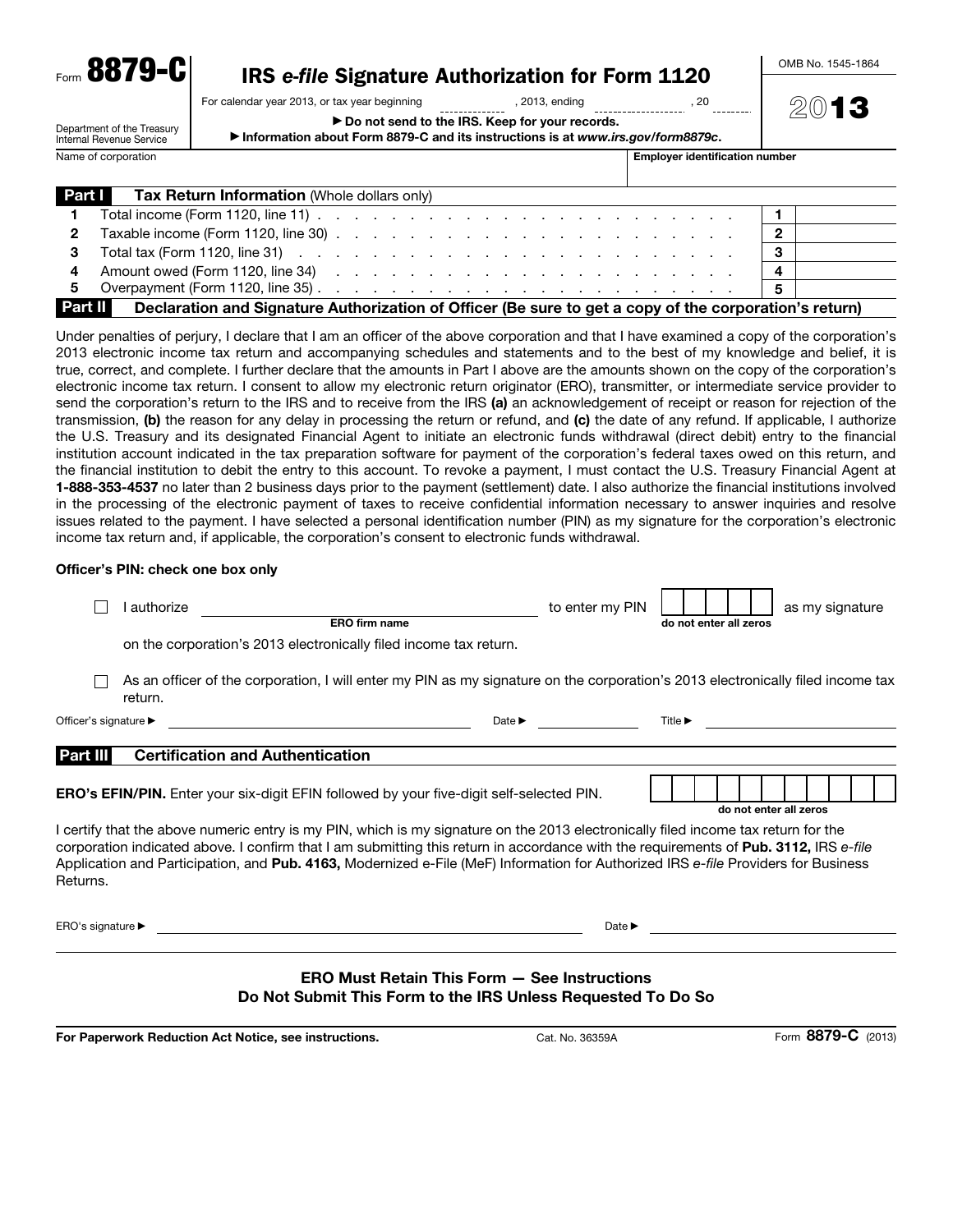Form **8879-C**

Department of the Treasury
Internal Revenue Service

# IRS *e-file* Signature Authorization for Form 1120

For calendar year 2013, or tax year beginning ____________, 2013, ending ____________, 20____

▶ **Do not send to the IRS. Keep for your records.**

▶ **Information about Form 8879-C and its instructions is at** ***www.irs.gov/form8879c*****.**

OMB No. 1545-1864

**2013**

| Name of corporation | Employer identification number |
|---|---|
| | |

## Part I — Tax Return Information (Whole dollars only)

| | | | |
|---|---|---|---|
| **1** | Total income (Form 1120, line 11) | **1** | |
| **2** | Taxable income (Form 1120, line 30) | **2** | |
| **3** | Total tax (Form 1120, line 31) | **3** | |
| **4** | Amount owed (Form 1120, line 34) | **4** | |
| **5** | Overpayment (Form 1120, line 35) | **5** | |

## Part II — Declaration and Signature Authorization of Officer (Be sure to get a copy of the corporation's return)

Under penalties of perjury, I declare that I am an officer of the above corporation and that I have examined a copy of the corporation's 2013 electronic income tax return and accompanying schedules and statements and to the best of my knowledge and belief, it is true, correct, and complete. I further declare that the amounts in Part I above are the amounts shown on the copy of the corporation's electronic income tax return. I consent to allow my electronic return originator (ERO), transmitter, or intermediate service provider to send the corporation's return to the IRS and to receive from the IRS **(a)** an acknowledgement of receipt or reason for rejection of the transmission, **(b)** the reason for any delay in processing the return or refund, and **(c)** the date of any refund. If applicable, I authorize the U.S. Treasury and its designated Financial Agent to initiate an electronic funds withdrawal (direct debit) entry to the financial institution account indicated in the tax preparation software for payment of the corporation's federal taxes owed on this return, and the financial institution to debit the entry to this account. To revoke a payment, I must contact the U.S. Treasury Financial Agent at **1-888-353-4537** no later than 2 business days prior to the payment (settlement) date. I also authorize the financial institutions involved in the processing of the electronic payment of taxes to receive confidential information necessary to answer inquiries and resolve issues related to the payment. I have selected a personal identification number (PIN) as my signature for the corporation's electronic income tax return and, if applicable, the corporation's consent to electronic funds withdrawal.

**Officer's PIN: check one box only**

☐ I authorize ______________________ (**ERO firm name**) to enter my PIN ☐☐☐☐☐ (**do not enter all zeros**) as my signature on the corporation's 2013 electronically filed income tax return.

☐ As an officer of the corporation, I will enter my PIN as my signature on the corporation's 2013 electronically filed income tax return.

Officer's signature ▶ ______________________ Date ▶ ____________ Title ▶ ____________

## Part III — Certification and Authentication

**ERO's EFIN/PIN.** Enter your six-digit EFIN followed by your five-digit self-selected PIN. ☐☐☐☐☐☐☐☐☐☐☐ (**do not enter all zeros**)

I certify that the above numeric entry is my PIN, which is my signature on the 2013 electronically filed income tax return for the corporation indicated above. I confirm that I am submitting this return in accordance with the requirements of **Pub. 3112,** IRS *e-file* Application and Participation, and **Pub. 4163,** Modernized e-File (MeF) Information for Authorized IRS *e-file* Providers for Business Returns.

ERO's signature ▶ ______________________ Date ▶ ____________

**ERO Must Retain This Form — See Instructions**
**Do Not Submit This Form to the IRS Unless Requested To Do So**

**For Paperwork Reduction Act Notice, see instructions.** Cat. No. 36359A Form **8879-C** (2013)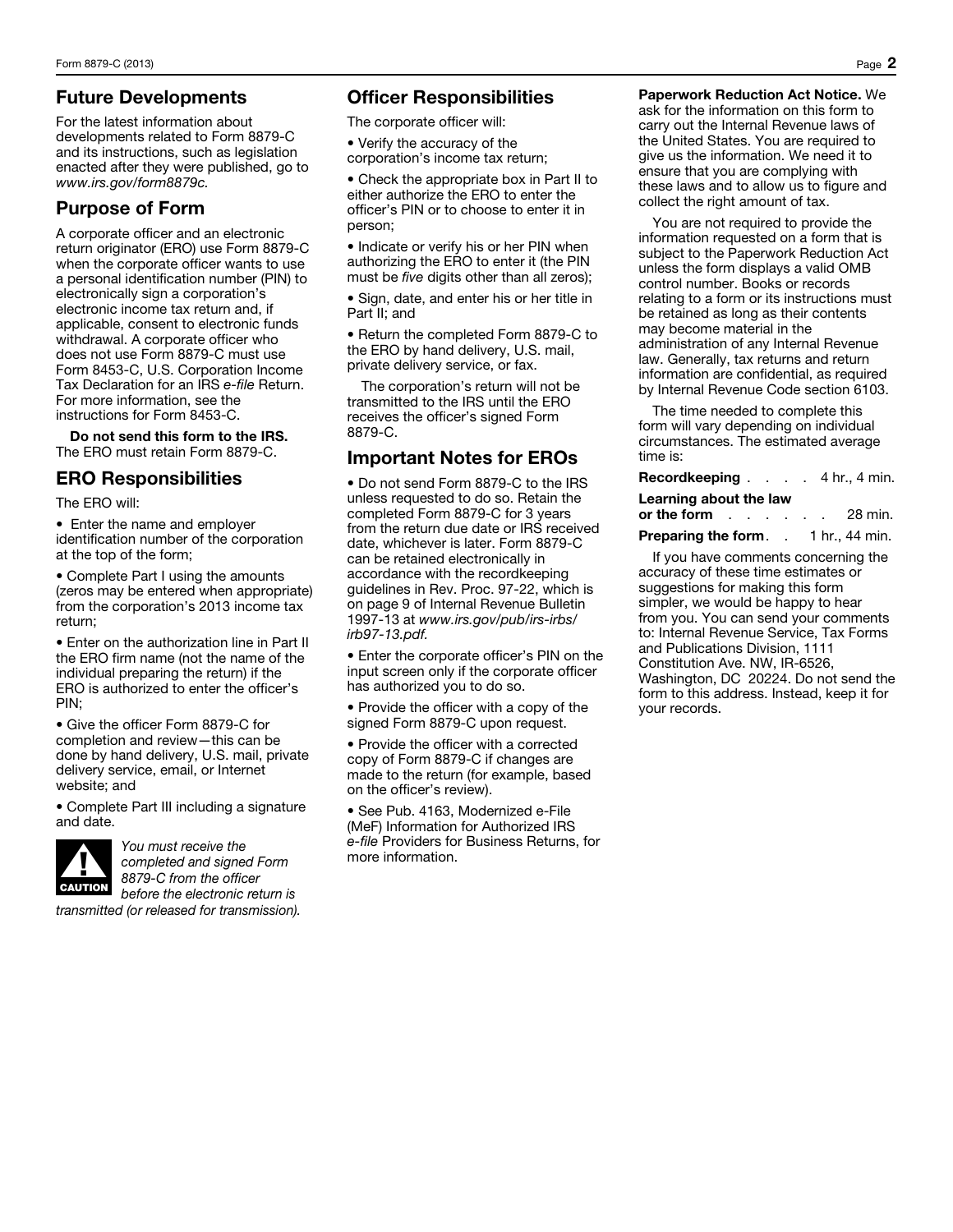## Future Developments

For the latest information about developments related to Form 8879-C and its instructions, such as legislation enacted after they were published, go to *www.irs.gov/form8879c.*

## Purpose of Form

A corporate officer and an electronic return originator (ERO) use Form 8879-C when the corporate officer wants to use a personal identification number (PIN) to electronically sign a corporation's electronic income tax return and, if applicable, consent to electronic funds withdrawal. A corporate officer who does not use Form 8879-C must use Form 8453-C, U.S. Corporation Income Tax Declaration for an IRS *e-file* Return. For more information, see the instructions for Form 8453-C.

**Do not send this form to the IRS.** The ERO must retain Form 8879-C.

## ERO Responsibilities

The ERO will:

- Enter the name and employer identification number of the corporation at the top of the form;
- Complete Part I using the amounts (zeros may be entered when appropriate) from the corporation's 2013 income tax return;
- Enter on the authorization line in Part II the ERO firm name (not the name of the individual preparing the return) if the ERO is authorized to enter the officer's PIN;
- Give the officer Form 8879-C for completion and review—this can be done by hand delivery, U.S. mail, private delivery service, email, or Internet website; and
- Complete Part III including a signature and date.

**CAUTION** *You must receive the completed and signed Form 8879-C from the officer before the electronic return is transmitted (or released for transmission).*

## Officer Responsibilities

The corporate officer will:

- Verify the accuracy of the corporation's income tax return;
- Check the appropriate box in Part II to either authorize the ERO to enter the officer's PIN or to choose to enter it in person;
- Indicate or verify his or her PIN when authorizing the ERO to enter it (the PIN must be *five* digits other than all zeros);
- Sign, date, and enter his or her title in Part II; and
- Return the completed Form 8879-C to the ERO by hand delivery, U.S. mail, private delivery service, or fax.

The corporation's return will not be transmitted to the IRS until the ERO receives the officer's signed Form 8879-C.

## Important Notes for EROs

- Do not send Form 8879-C to the IRS unless requested to do so. Retain the completed Form 8879-C for 3 years from the return due date or IRS received date, whichever is later. Form 8879-C can be retained electronically in accordance with the recordkeeping guidelines in Rev. Proc. 97-22, which is on page 9 of Internal Revenue Bulletin 1997-13 at *www.irs.gov/pub/irs-irbs/irb97-13.pdf.*
- Enter the corporate officer's PIN on the input screen only if the corporate officer has authorized you to do so.
- Provide the officer with a copy of the signed Form 8879-C upon request.
- Provide the officer with a corrected copy of Form 8879-C if changes are made to the return (for example, based on the officer's review).
- See Pub. 4163, Modernized e-File (MeF) Information for Authorized IRS *e-file* Providers for Business Returns, for more information.

**Paperwork Reduction Act Notice.** We ask for the information on this form to carry out the Internal Revenue laws of the United States. You are required to give us the information. We need it to ensure that you are complying with these laws and to allow us to figure and collect the right amount of tax.

You are not required to provide the information requested on a form that is subject to the Paperwork Reduction Act unless the form displays a valid OMB control number. Books or records relating to a form or its instructions must be retained as long as their contents may become material in the administration of any Internal Revenue law. Generally, tax returns and return information are confidential, as required by Internal Revenue Code section 6103.

The time needed to complete this form will vary depending on individual circumstances. The estimated average time is:

**Recordkeeping** . . . . 4 hr., 4 min.

**Learning about the law or the form** . . . . . . . 28 min.

**Preparing the form** . . 1 hr., 44 min.

If you have comments concerning the accuracy of these time estimates or suggestions for making this form simpler, we would be happy to hear from you. You can send your comments to: Internal Revenue Service, Tax Forms and Publications Division, 1111 Constitution Ave. NW, IR-6526, Washington, DC 20224. Do not send the form to this address. Instead, keep it for your records.